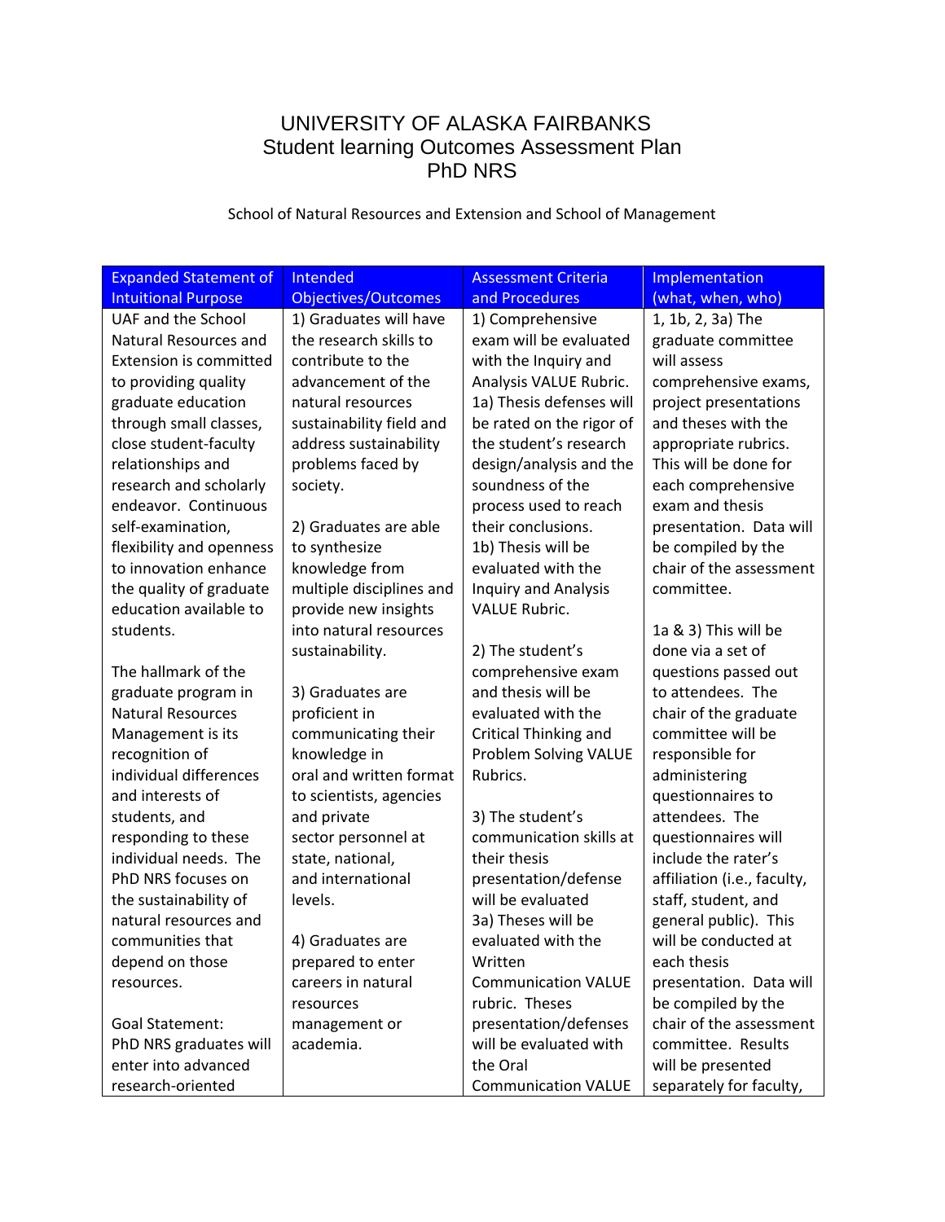# UNIVERSITY OF ALASKA FAIRBANKS
## Student learning Outcomes Assessment Plan
## PhD NRS

School of Natural Resources and Extension and School of Management

| Expanded Statement of Intuitional Purpose | Intended Objectives/Outcomes | Assessment Criteria and Procedures | Implementation (what, when, who) |
|---|---|---|---|
| UAF and the School Natural Resources and Extension is committed to providing quality graduate education through small classes, close student-faculty relationships and research and scholarly endeavor. Continuous self-examination, flexibility and openness to innovation enhance the quality of graduate education available to students.<br><br>The hallmark of the graduate program in Natural Resources Management is its recognition of individual differences and interests of students, and responding to these individual needs. The PhD NRS focuses on the sustainability of natural resources and communities that depend on those resources.<br><br>Goal Statement:<br>PhD NRS graduates will enter into advanced research-oriented | 1) Graduates will have the research skills to contribute to the advancement of the natural resources sustainability field and address sustainability problems faced by society.<br><br>2) Graduates are able to synthesize knowledge from multiple disciplines and provide new insights into natural resources sustainability.<br><br>3) Graduates are proficient in communicating their knowledge in oral and written format to scientists, agencies and private sector personnel at state, national, and international levels.<br><br>4) Graduates are prepared to enter careers in natural resources management or academia. | 1) Comprehensive exam will be evaluated with the Inquiry and Analysis VALUE Rubric.<br>1a) Thesis defenses will be rated on the rigor of the student's research design/analysis and the soundness of the process used to reach their conclusions.<br>1b) Thesis will be evaluated with the Inquiry and Analysis VALUE Rubric.<br><br>2) The student's comprehensive exam and thesis will be evaluated with the Critical Thinking and Problem Solving VALUE Rubrics.<br><br>3) The student's communication skills at their thesis presentation/defense will be evaluated<br>3a) Theses will be evaluated with the Written Communication VALUE rubric. Theses presentation/defenses will be evaluated with the Oral Communication VALUE | 1, 1b, 2, 3a) The graduate committee will assess comprehensive exams, project presentations and theses with the appropriate rubrics. This will be done for each comprehensive exam and thesis presentation. Data will be compiled by the chair of the assessment committee.<br><br>1a & 3) This will be done via a set of questions passed out to attendees. The chair of the graduate committee will be responsible for administering questionnaires to attendees. The questionnaires will include the rater's affiliation (i.e., faculty, staff, student, and general public). This will be conducted at each thesis presentation. Data will be compiled by the chair of the assessment committee. Results will be presented separately for faculty, |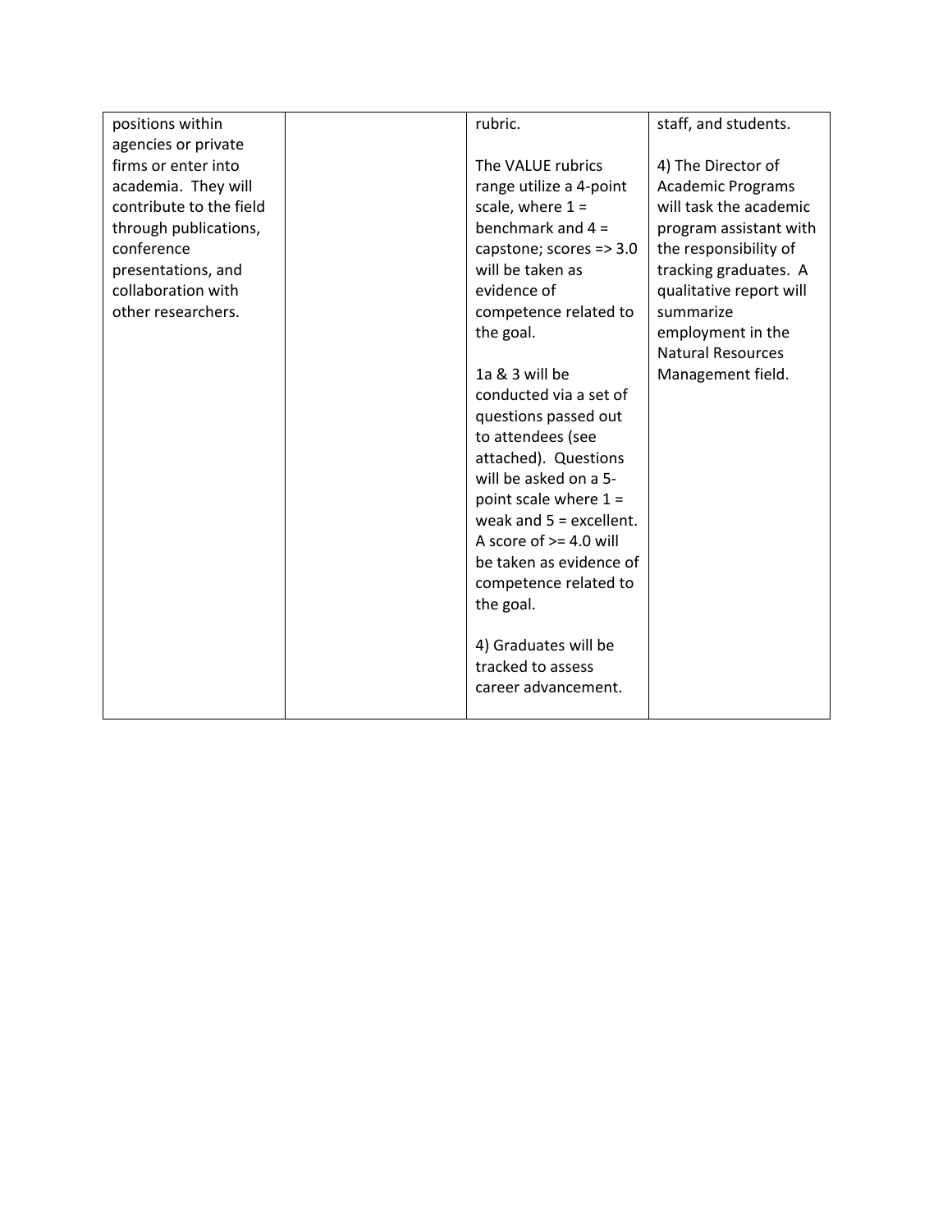| | | | |
|---|---|---|---|
| positions within agencies or private firms or enter into academia. They will contribute to the field through publications, conference presentations, and collaboration with other researchers. | | rubric.<br><br>The VALUE rubrics range utilize a 4-point scale, where 1 = benchmark and 4 = capstone; scores => 3.0 will be taken as evidence of competence related to the goal.<br><br>1a & 3 will be conducted via a set of questions passed out to attendees (see attached). Questions will be asked on a 5-point scale where 1 = weak and 5 = excellent. A score of >= 4.0 will be taken as evidence of competence related to the goal.<br><br>4) Graduates will be tracked to assess career advancement. | staff, and students.<br><br>4) The Director of Academic Programs will task the academic program assistant with the responsibility of tracking graduates. A qualitative report will summarize employment in the Natural Resources Management field. |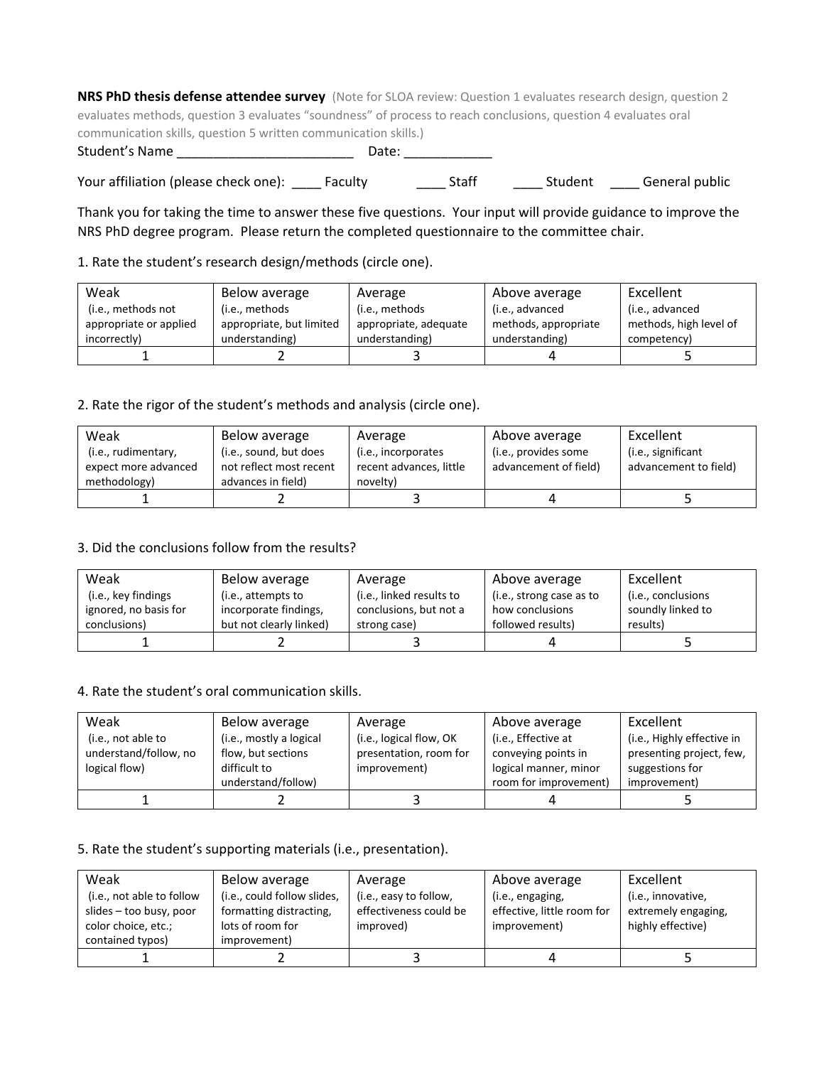**NRS PhD thesis defense attendee survey** (Note for SLOA review: Question 1 evaluates research design, question 2 evaluates methods, question 3 evaluates "soundness" of process to reach conclusions, question 4 evaluates oral communication skills, question 5 written communication skills.)

Student's Name ________________________ Date: ____________

Your affiliation (please check one): ____ Faculty ____ Staff ____ Student ____ General public

Thank you for taking the time to answer these five questions. Your input will provide guidance to improve the NRS PhD degree program. Please return the completed questionnaire to the committee chair.

1. Rate the student's research design/methods (circle one).

| Weak (i.e., methods not appropriate or applied incorrectly) | Below average (i.e., methods appropriate, but limited understanding) | Average (i.e., methods appropriate, adequate understanding) | Above average (i.e., advanced methods, appropriate understanding) | Excellent (i.e., advanced methods, high level of competency) |
|---|---|---|---|---|
| 1 | 2 | 3 | 4 | 5 |

2. Rate the rigor of the student's methods and analysis (circle one).

| Weak (i.e., rudimentary, expect more advanced methodology) | Below average (i.e., sound, but does not reflect most recent advances in field) | Average (i.e., incorporates recent advances, little novelty) | Above average (i.e., provides some advancement of field) | Excellent (i.e., significant advancement to field) |
|---|---|---|---|---|
| 1 | 2 | 3 | 4 | 5 |

3. Did the conclusions follow from the results?

| Weak (i.e., key findings ignored, no basis for conclusions) | Below average (i.e., attempts to incorporate findings, but not clearly linked) | Average (i.e., linked results to conclusions, but not a strong case) | Above average (i.e., strong case as to how conclusions followed results) | Excellent (i.e., conclusions soundly linked to results) |
|---|---|---|---|---|
| 1 | 2 | 3 | 4 | 5 |

4. Rate the student's oral communication skills.

| Weak (i.e., not able to understand/follow, no logical flow) | Below average (i.e., mostly a logical flow, but sections difficult to understand/follow) | Average (i.e., logical flow, OK presentation, room for improvement) | Above average (i.e., Effective at conveying points in logical manner, minor room for improvement) | Excellent (i.e., Highly effective in presenting project, few, suggestions for improvement) |
|---|---|---|---|---|
| 1 | 2 | 3 | 4 | 5 |

5. Rate the student's supporting materials (i.e., presentation).

| Weak (i.e., not able to follow slides – too busy, poor color choice, etc.; contained typos) | Below average (i.e., could follow slides, formatting distracting, lots of room for improvement) | Average (i.e., easy to follow, effectiveness could be improved) | Above average (i.e., engaging, effective, little room for improvement) | Excellent (i.e., innovative, extremely engaging, highly effective) |
|---|---|---|---|---|
| 1 | 2 | 3 | 4 | 5 |